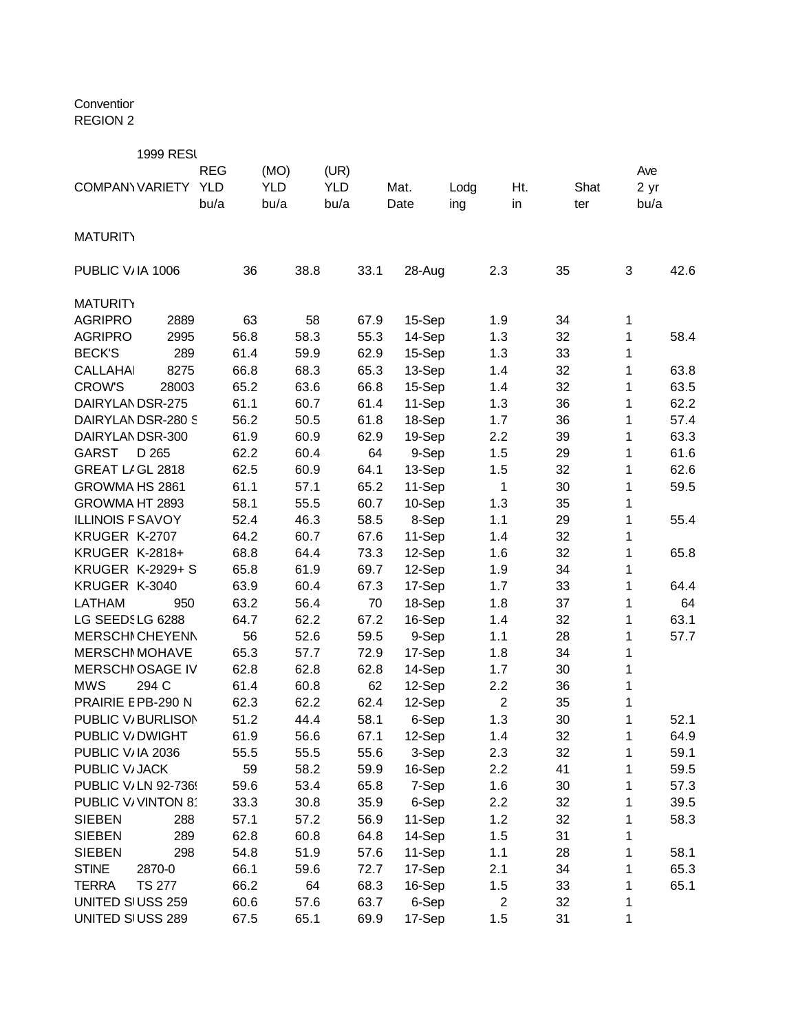Conventior
REGION 2

1999 RESU

| COMPANY | VARIETY | REG YLD bu/a | (MO) YLD bu/a | (UR) YLD bu/a | Mat. Date | Lodging | Ht. in | Shatter | Ave 2 yr bu/a |
|---|---|---|---|---|---|---|---|---|---|
| MATURITY | | | | | | | | | |
| PUBLIC V/ | IA 1006 | 36 | 38.8 | 33.1 | 28-Aug | 2.3 | 35 | 3 | 42.6 |
| MATURITY | | | | | | | | | |
| AGRIPRO | 2889 | 63 | 58 | 67.9 | 15-Sep | 1.9 | 34 | 1 | |
| AGRIPRO | 2995 | 56.8 | 58.3 | 55.3 | 14-Sep | 1.3 | 32 | 1 | 58.4 |
| BECK'S | 289 | 61.4 | 59.9 | 62.9 | 15-Sep | 1.3 | 33 | 1 | |
| CALLAHAI | 8275 | 66.8 | 68.3 | 65.3 | 13-Sep | 1.4 | 32 | 1 | 63.8 |
| CROW'S | 28003 | 65.2 | 63.6 | 66.8 | 15-Sep | 1.4 | 32 | 1 | 63.5 |
| DAIRYLAN | DSR-275 | 61.1 | 60.7 | 61.4 | 11-Sep | 1.3 | 36 | 1 | 62.2 |
| DAIRYLAN | DSR-280 S | 56.2 | 50.5 | 61.8 | 18-Sep | 1.7 | 36 | 1 | 57.4 |
| DAIRYLAN | DSR-300 | 61.9 | 60.9 | 62.9 | 19-Sep | 2.2 | 39 | 1 | 63.3 |
| GARST | D 265 | 62.2 | 60.4 | 64 | 9-Sep | 1.5 | 29 | 1 | 61.6 |
| GREAT L/ | GL 2818 | 62.5 | 60.9 | 64.1 | 13-Sep | 1.5 | 32 | 1 | 62.6 |
| GROWMA | HS 2861 | 61.1 | 57.1 | 65.2 | 11-Sep | 1 | 30 | 1 | 59.5 |
| GROWMA | HT 2893 | 58.1 | 55.5 | 60.7 | 10-Sep | 1.3 | 35 | 1 | |
| ILLINOIS F | SAVOY | 52.4 | 46.3 | 58.5 | 8-Sep | 1.1 | 29 | 1 | 55.4 |
| KRUGER | K-2707 | 64.2 | 60.7 | 67.6 | 11-Sep | 1.4 | 32 | 1 | |
| KRUGER | K-2818+ | 68.8 | 64.4 | 73.3 | 12-Sep | 1.6 | 32 | 1 | 65.8 |
| KRUGER | K-2929+ S | 65.8 | 61.9 | 69.7 | 12-Sep | 1.9 | 34 | 1 | |
| KRUGER | K-3040 | 63.9 | 60.4 | 67.3 | 17-Sep | 1.7 | 33 | 1 | 64.4 |
| LATHAM | 950 | 63.2 | 56.4 | 70 | 18-Sep | 1.8 | 37 | 1 | 64 |
| LG SEEDS | LG 6288 | 64.7 | 62.2 | 67.2 | 16-Sep | 1.4 | 32 | 1 | 63.1 |
| MERSCHI | CHEYENN | 56 | 52.6 | 59.5 | 9-Sep | 1.1 | 28 | 1 | 57.7 |
| MERSCHI | MOHAVE | 65.3 | 57.7 | 72.9 | 17-Sep | 1.8 | 34 | 1 | |
| MERSCHI | OSAGE IV | 62.8 | 62.8 | 62.8 | 14-Sep | 1.7 | 30 | 1 | |
| MWS | 294 C | 61.4 | 60.8 | 62 | 12-Sep | 2.2 | 36 | 1 | |
| PRAIRIE E | PB-290 N | 62.3 | 62.2 | 62.4 | 12-Sep | 2 | 35 | 1 | |
| PUBLIC V/ | BURLISON | 51.2 | 44.4 | 58.1 | 6-Sep | 1.3 | 30 | 1 | 52.1 |
| PUBLIC V/ | DWIGHT | 61.9 | 56.6 | 67.1 | 12-Sep | 1.4 | 32 | 1 | 64.9 |
| PUBLIC V/ | IA 2036 | 55.5 | 55.5 | 55.6 | 3-Sep | 2.3 | 32 | 1 | 59.1 |
| PUBLIC V/ | JACK | 59 | 58.2 | 59.9 | 16-Sep | 2.2 | 41 | 1 | 59.5 |
| PUBLIC V/ | LN 92-736 | 59.6 | 53.4 | 65.8 | 7-Sep | 1.6 | 30 | 1 | 57.3 |
| PUBLIC V/ | VINTON 8 | 33.3 | 30.8 | 35.9 | 6-Sep | 2.2 | 32 | 1 | 39.5 |
| SIEBEN | 288 | 57.1 | 57.2 | 56.9 | 11-Sep | 1.2 | 32 | 1 | 58.3 |
| SIEBEN | 289 | 62.8 | 60.8 | 64.8 | 14-Sep | 1.5 | 31 | 1 | |
| SIEBEN | 298 | 54.8 | 51.9 | 57.6 | 11-Sep | 1.1 | 28 | 1 | 58.1 |
| STINE | 2870-0 | 66.1 | 59.6 | 72.7 | 17-Sep | 2.1 | 34 | 1 | 65.3 |
| TERRA | TS 277 | 66.2 | 64 | 68.3 | 16-Sep | 1.5 | 33 | 1 | 65.1 |
| UNITED S | USS 259 | 60.6 | 57.6 | 63.7 | 6-Sep | 2 | 32 | 1 | |
| UNITED S | USS 289 | 67.5 | 65.1 | 69.9 | 17-Sep | 1.5 | 31 | 1 | |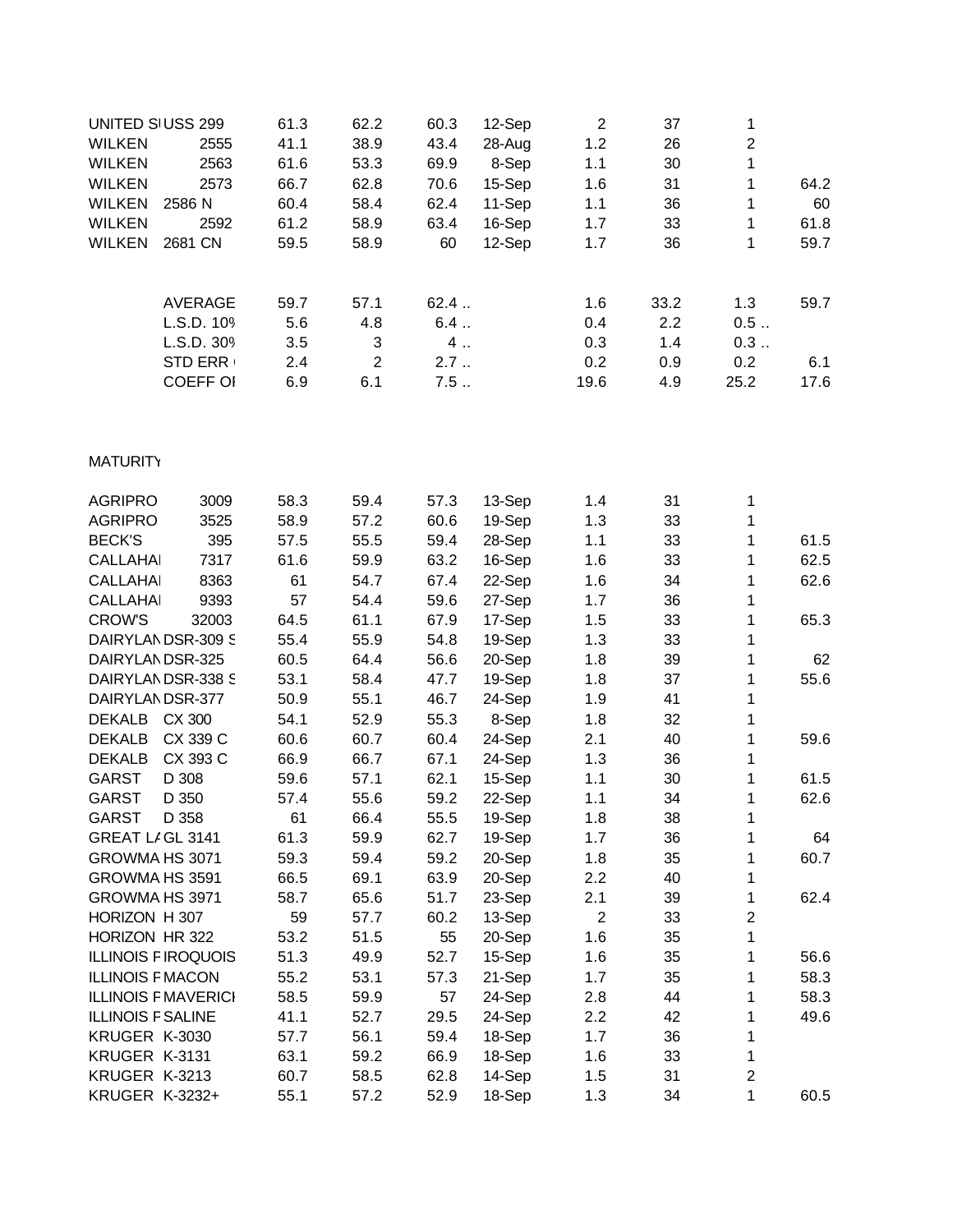| | | | | | | | | | |
|---|---|---|---|---|---|---|---|---|---|
| UNITED SI | USS 299 | 61.3 | 62.2 | 60.3 | 12-Sep | 2 | 37 | 1 | |
| WILKEN | 2555 | 41.1 | 38.9 | 43.4 | 28-Aug | 1.2 | 26 | 2 | |
| WILKEN | 2563 | 61.6 | 53.3 | 69.9 | 8-Sep | 1.1 | 30 | 1 | |
| WILKEN | 2573 | 66.7 | 62.8 | 70.6 | 15-Sep | 1.6 | 31 | 1 | 64.2 |
| WILKEN | 2586 N | 60.4 | 58.4 | 62.4 | 11-Sep | 1.1 | 36 | 1 | 60 |
| WILKEN | 2592 | 61.2 | 58.9 | 63.4 | 16-Sep | 1.7 | 33 | 1 | 61.8 |
| WILKEN | 2681 CN | 59.5 | 58.9 | 60 | 12-Sep | 1.7 | 36 | 1 | 59.7 |
| | | | | | | | | | |
| | AVERAGE | 59.7 | 57.1 | 62.4 .. | | 1.6 | 33.2 | 1.3 | 59.7 |
| | L.S.D. 10% | 5.6 | 4.8 | 6.4 .. | | 0.4 | 2.2 | 0.5 .. | |
| | L.S.D. 30% | 3.5 | 3 | 4 .. | | 0.3 | 1.4 | 0.3 .. | |
| | STD ERR | 2.4 | 2 | 2.7 .. | | 0.2 | 0.9 | 0.2 | 6.1 |
| | COEFF OI | 6.9 | 6.1 | 7.5 .. | | 19.6 | 4.9 | 25.2 | 17.6 |

MATURITY

| | | | | | | | | | |
|---|---|---|---|---|---|---|---|---|---|
| AGRIPRO | 3009 | 58.3 | 59.4 | 57.3 | 13-Sep | 1.4 | 31 | 1 | |
| AGRIPRO | 3525 | 58.9 | 57.2 | 60.6 | 19-Sep | 1.3 | 33 | 1 | |
| BECK'S | 395 | 57.5 | 55.5 | 59.4 | 28-Sep | 1.1 | 33 | 1 | 61.5 |
| CALLAHAI | 7317 | 61.6 | 59.9 | 63.2 | 16-Sep | 1.6 | 33 | 1 | 62.5 |
| CALLAHAI | 8363 | 61 | 54.7 | 67.4 | 22-Sep | 1.6 | 34 | 1 | 62.6 |
| CALLAHAI | 9393 | 57 | 54.4 | 59.6 | 27-Sep | 1.7 | 36 | 1 | |
| CROW'S | 32003 | 64.5 | 61.1 | 67.9 | 17-Sep | 1.5 | 33 | 1 | 65.3 |
| DAIRYLAN | DSR-309 S | 55.4 | 55.9 | 54.8 | 19-Sep | 1.3 | 33 | 1 | |
| DAIRYLAN | DSR-325 | 60.5 | 64.4 | 56.6 | 20-Sep | 1.8 | 39 | 1 | 62 |
| DAIRYLAN | DSR-338 S | 53.1 | 58.4 | 47.7 | 19-Sep | 1.8 | 37 | 1 | 55.6 |
| DAIRYLAN | DSR-377 | 50.9 | 55.1 | 46.7 | 24-Sep | 1.9 | 41 | 1 | |
| DEKALB | CX 300 | 54.1 | 52.9 | 55.3 | 8-Sep | 1.8 | 32 | 1 | |
| DEKALB | CX 339 C | 60.6 | 60.7 | 60.4 | 24-Sep | 2.1 | 40 | 1 | 59.6 |
| DEKALB | CX 393 C | 66.9 | 66.7 | 67.1 | 24-Sep | 1.3 | 36 | 1 | |
| GARST | D 308 | 59.6 | 57.1 | 62.1 | 15-Sep | 1.1 | 30 | 1 | 61.5 |
| GARST | D 350 | 57.4 | 55.6 | 59.2 | 22-Sep | 1.1 | 34 | 1 | 62.6 |
| GARST | D 358 | 61 | 66.4 | 55.5 | 19-Sep | 1.8 | 38 | 1 | |
| GREAT LA | GL 3141 | 61.3 | 59.9 | 62.7 | 19-Sep | 1.7 | 36 | 1 | 64 |
| GROWMA | HS 3071 | 59.3 | 59.4 | 59.2 | 20-Sep | 1.8 | 35 | 1 | 60.7 |
| GROWMA | HS 3591 | 66.5 | 69.1 | 63.9 | 20-Sep | 2.2 | 40 | 1 | |
| GROWMA | HS 3971 | 58.7 | 65.6 | 51.7 | 23-Sep | 2.1 | 39 | 1 | 62.4 |
| HORIZON | H 307 | 59 | 57.7 | 60.2 | 13-Sep | 2 | 33 | 2 | |
| HORIZON | HR 322 | 53.2 | 51.5 | 55 | 20-Sep | 1.6 | 35 | 1 | |
| ILLINOIS F | IROQUOIS | 51.3 | 49.9 | 52.7 | 15-Sep | 1.6 | 35 | 1 | 56.6 |
| ILLINOIS F | MACON | 55.2 | 53.1 | 57.3 | 21-Sep | 1.7 | 35 | 1 | 58.3 |
| ILLINOIS F | MAVERICI | 58.5 | 59.9 | 57 | 24-Sep | 2.8 | 44 | 1 | 58.3 |
| ILLINOIS F | SALINE | 41.1 | 52.7 | 29.5 | 24-Sep | 2.2 | 42 | 1 | 49.6 |
| KRUGER | K-3030 | 57.7 | 56.1 | 59.4 | 18-Sep | 1.7 | 36 | 1 | |
| KRUGER | K-3131 | 63.1 | 59.2 | 66.9 | 18-Sep | 1.6 | 33 | 1 | |
| KRUGER | K-3213 | 60.7 | 58.5 | 62.8 | 14-Sep | 1.5 | 31 | 2 | |
| KRUGER | K-3232+ | 55.1 | 57.2 | 52.9 | 18-Sep | 1.3 | 34 | 1 | 60.5 |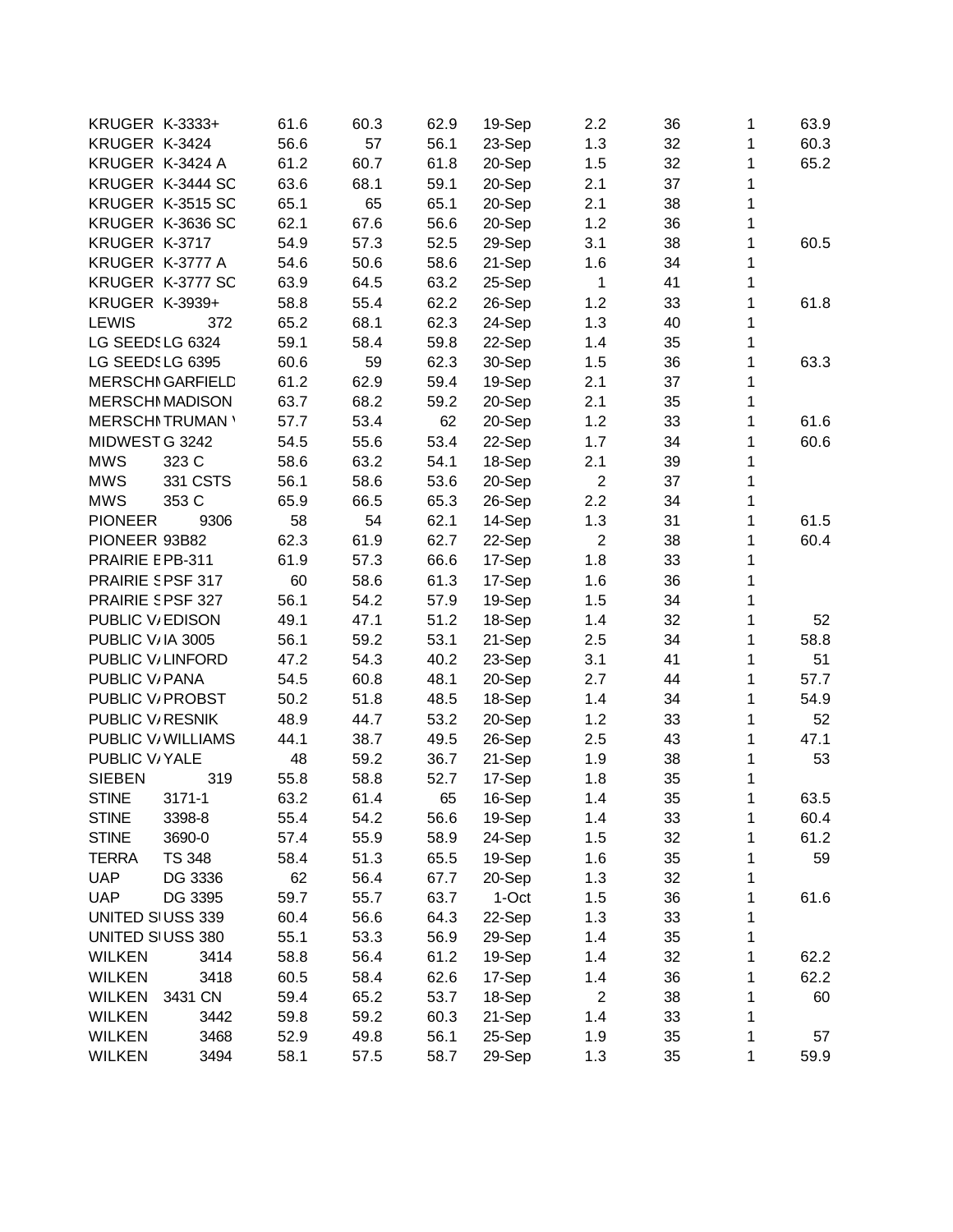| | | | | | | | | | |
|---|---|---|---|---|---|---|---|---|---|
| KRUGER | K-3333+ | 61.6 | 60.3 | 62.9 | 19-Sep | 2.2 | 36 | 1 | 63.9 |
| KRUGER | K-3424 | 56.6 | 57 | 56.1 | 23-Sep | 1.3 | 32 | 1 | 60.3 |
| KRUGER | K-3424 A | 61.2 | 60.7 | 61.8 | 20-Sep | 1.5 | 32 | 1 | 65.2 |
| KRUGER | K-3444 SC | 63.6 | 68.1 | 59.1 | 20-Sep | 2.1 | 37 | 1 | |
| KRUGER | K-3515 SC | 65.1 | 65 | 65.1 | 20-Sep | 2.1 | 38 | 1 | |
| KRUGER | K-3636 SC | 62.1 | 67.6 | 56.6 | 20-Sep | 1.2 | 36 | 1 | |
| KRUGER | K-3717 | 54.9 | 57.3 | 52.5 | 29-Sep | 3.1 | 38 | 1 | 60.5 |
| KRUGER | K-3777 A | 54.6 | 50.6 | 58.6 | 21-Sep | 1.6 | 34 | 1 | |
| KRUGER | K-3777 SC | 63.9 | 64.5 | 63.2 | 25-Sep | 1 | 41 | 1 | |
| KRUGER | K-3939+ | 58.8 | 55.4 | 62.2 | 26-Sep | 1.2 | 33 | 1 | 61.8 |
| LEWIS | 372 | 65.2 | 68.1 | 62.3 | 24-Sep | 1.3 | 40 | 1 | |
| LG SEEDS | LG 6324 | 59.1 | 58.4 | 59.8 | 22-Sep | 1.4 | 35 | 1 | |
| LG SEEDS | LG 6395 | 60.6 | 59 | 62.3 | 30-Sep | 1.5 | 36 | 1 | 63.3 |
| MERSCHM | GARFIELD | 61.2 | 62.9 | 59.4 | 19-Sep | 2.1 | 37 | 1 | |
| MERSCHM | MADISON | 63.7 | 68.2 | 59.2 | 20-Sep | 2.1 | 35 | 1 | |
| MERSCHM | TRUMAN V | 57.7 | 53.4 | 62 | 20-Sep | 1.2 | 33 | 1 | 61.6 |
| MIDWEST | G 3242 | 54.5 | 55.6 | 53.4 | 22-Sep | 1.7 | 34 | 1 | 60.6 |
| MWS | 323 C | 58.6 | 63.2 | 54.1 | 18-Sep | 2.1 | 39 | 1 | |
| MWS | 331 CSTS | 56.1 | 58.6 | 53.6 | 20-Sep | 2 | 37 | 1 | |
| MWS | 353 C | 65.9 | 66.5 | 65.3 | 26-Sep | 2.2 | 34 | 1 | |
| PIONEER | 9306 | 58 | 54 | 62.1 | 14-Sep | 1.3 | 31 | 1 | 61.5 |
| PIONEER | 93B82 | 62.3 | 61.9 | 62.7 | 22-Sep | 2 | 38 | 1 | 60.4 |
| PRAIRIE B | PB-311 | 61.9 | 57.3 | 66.6 | 17-Sep | 1.8 | 33 | 1 | |
| PRAIRIE S | PSF 317 | 60 | 58.6 | 61.3 | 17-Sep | 1.6 | 36 | 1 | |
| PRAIRIE S | PSF 327 | 56.1 | 54.2 | 57.9 | 19-Sep | 1.5 | 34 | 1 | |
| PUBLIC VA | EDISON | 49.1 | 47.1 | 51.2 | 18-Sep | 1.4 | 32 | 1 | 52 |
| PUBLIC VA | IA 3005 | 56.1 | 59.2 | 53.1 | 21-Sep | 2.5 | 34 | 1 | 58.8 |
| PUBLIC VA | LINFORD | 47.2 | 54.3 | 40.2 | 23-Sep | 3.1 | 41 | 1 | 51 |
| PUBLIC VA | PANA | 54.5 | 60.8 | 48.1 | 20-Sep | 2.7 | 44 | 1 | 57.7 |
| PUBLIC VA | PROBST | 50.2 | 51.8 | 48.5 | 18-Sep | 1.4 | 34 | 1 | 54.9 |
| PUBLIC VA | RESNIK | 48.9 | 44.7 | 53.2 | 20-Sep | 1.2 | 33 | 1 | 52 |
| PUBLIC VA | WILLIAMS | 44.1 | 38.7 | 49.5 | 26-Sep | 2.5 | 43 | 1 | 47.1 |
| PUBLIC VA | YALE | 48 | 59.2 | 36.7 | 21-Sep | 1.9 | 38 | 1 | 53 |
| SIEBEN | 319 | 55.8 | 58.8 | 52.7 | 17-Sep | 1.8 | 35 | 1 | |
| STINE | 3171-1 | 63.2 | 61.4 | 65 | 16-Sep | 1.4 | 35 | 1 | 63.5 |
| STINE | 3398-8 | 55.4 | 54.2 | 56.6 | 19-Sep | 1.4 | 33 | 1 | 60.4 |
| STINE | 3690-0 | 57.4 | 55.9 | 58.9 | 24-Sep | 1.5 | 32 | 1 | 61.2 |
| TERRA | TS 348 | 58.4 | 51.3 | 65.5 | 19-Sep | 1.6 | 35 | 1 | 59 |
| UAP | DG 3336 | 62 | 56.4 | 67.7 | 20-Sep | 1.3 | 32 | 1 | |
| UAP | DG 3395 | 59.7 | 55.7 | 63.7 | 1-Oct | 1.5 | 36 | 1 | 61.6 |
| UNITED S | USS 339 | 60.4 | 56.6 | 64.3 | 22-Sep | 1.3 | 33 | 1 | |
| UNITED S | USS 380 | 55.1 | 53.3 | 56.9 | 29-Sep | 1.4 | 35 | 1 | |
| WILKEN | 3414 | 58.8 | 56.4 | 61.2 | 19-Sep | 1.4 | 32 | 1 | 62.2 |
| WILKEN | 3418 | 60.5 | 58.4 | 62.6 | 17-Sep | 1.4 | 36 | 1 | 62.2 |
| WILKEN | 3431 CN | 59.4 | 65.2 | 53.7 | 18-Sep | 2 | 38 | 1 | 60 |
| WILKEN | 3442 | 59.8 | 59.2 | 60.3 | 21-Sep | 1.4 | 33 | 1 | |
| WILKEN | 3468 | 52.9 | 49.8 | 56.1 | 25-Sep | 1.9 | 35 | 1 | 57 |
| WILKEN | 3494 | 58.1 | 57.5 | 58.7 | 29-Sep | 1.3 | 35 | 1 | 59.9 |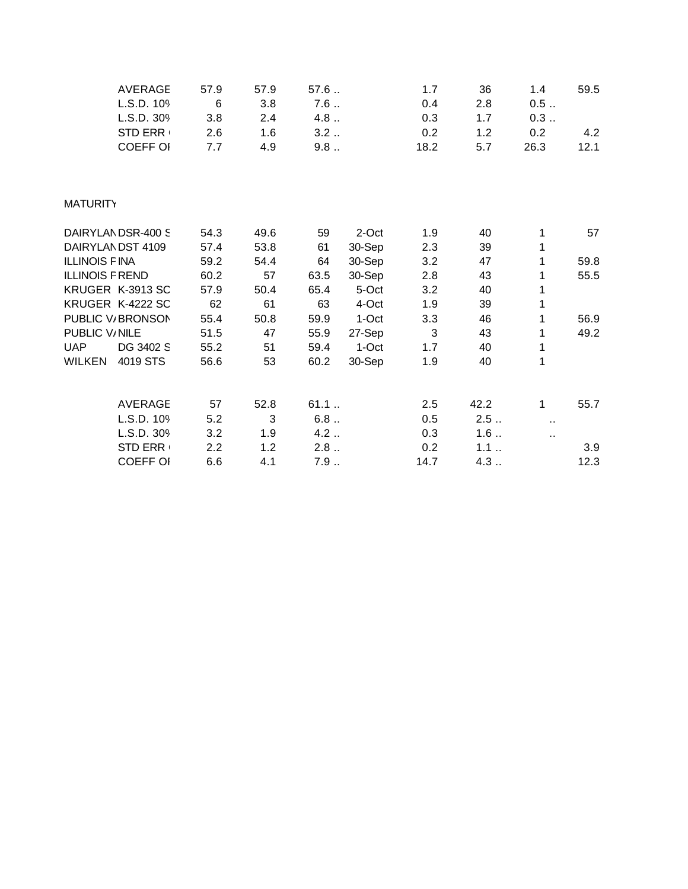| | AVERAGE | 57.9 | 57.9 | 57.6 .. | | 1.7 | 36 | 1.4 | 59.5 |
|---|---|---|---|---|---|---|---|---|---|
| | L.S.D. 10% | 6 | 3.8 | 7.6 .. | | 0.4 | 2.8 | 0.5 .. | |
| | L.S.D. 30% | 3.8 | 2.4 | 4.8 .. | | 0.3 | 1.7 | 0.3 .. | |
| | STD ERR | 2.6 | 1.6 | 3.2 .. | | 0.2 | 1.2 | 0.2 | 4.2 |
| | COEFF OF | 7.7 | 4.9 | 9.8 .. | | 18.2 | 5.7 | 26.3 | 12.1 |

MATURITY

| | | | | | | | | | |
|---|---|---|---|---|---|---|---|---|---|
| DAIRYLAND | DSR-400 S | 54.3 | 49.6 | 59 | 2-Oct | 1.9 | 40 | 1 | 57 |
| DAIRYLAND | DST 4109 | 57.4 | 53.8 | 61 | 30-Sep | 2.3 | 39 | 1 | |
| ILLINOIS F | INA | 59.2 | 54.4 | 64 | 30-Sep | 3.2 | 47 | 1 | 59.8 |
| ILLINOIS F | REND | 60.2 | 57 | 63.5 | 30-Sep | 2.8 | 43 | 1 | 55.5 |
| KRUGER | K-3913 SC | 57.9 | 50.4 | 65.4 | 5-Oct | 3.2 | 40 | 1 | |
| KRUGER | K-4222 SC | 62 | 61 | 63 | 4-Oct | 1.9 | 39 | 1 | |
| PUBLIC VA | BRONSON | 55.4 | 50.8 | 59.9 | 1-Oct | 3.3 | 46 | 1 | 56.9 |
| PUBLIC VA | NILE | 51.5 | 47 | 55.9 | 27-Sep | 3 | 43 | 1 | 49.2 |
| UAP | DG 3402 S | 55.2 | 51 | 59.4 | 1-Oct | 1.7 | 40 | 1 | |
| WILKEN | 4019 STS | 56.6 | 53 | 60.2 | 30-Sep | 1.9 | 40 | 1 | |
| | | | | | | | | | |
| | AVERAGE | 57 | 52.8 | 61.1 .. | | 2.5 | 42.2 | 1 | 55.7 |
| | L.S.D. 10% | 5.2 | 3 | 6.8 .. | | 0.5 | 2.5 .. | .. | |
| | L.S.D. 30% | 3.2 | 1.9 | 4.2 .. | | 0.3 | 1.6 .. | .. | |
| | STD ERR | 2.2 | 1.2 | 2.8 .. | | 0.2 | 1.1 .. | | 3.9 |
| | COEFF OF | 6.6 | 4.1 | 7.9 .. | | 14.7 | 4.3 .. | | 12.3 |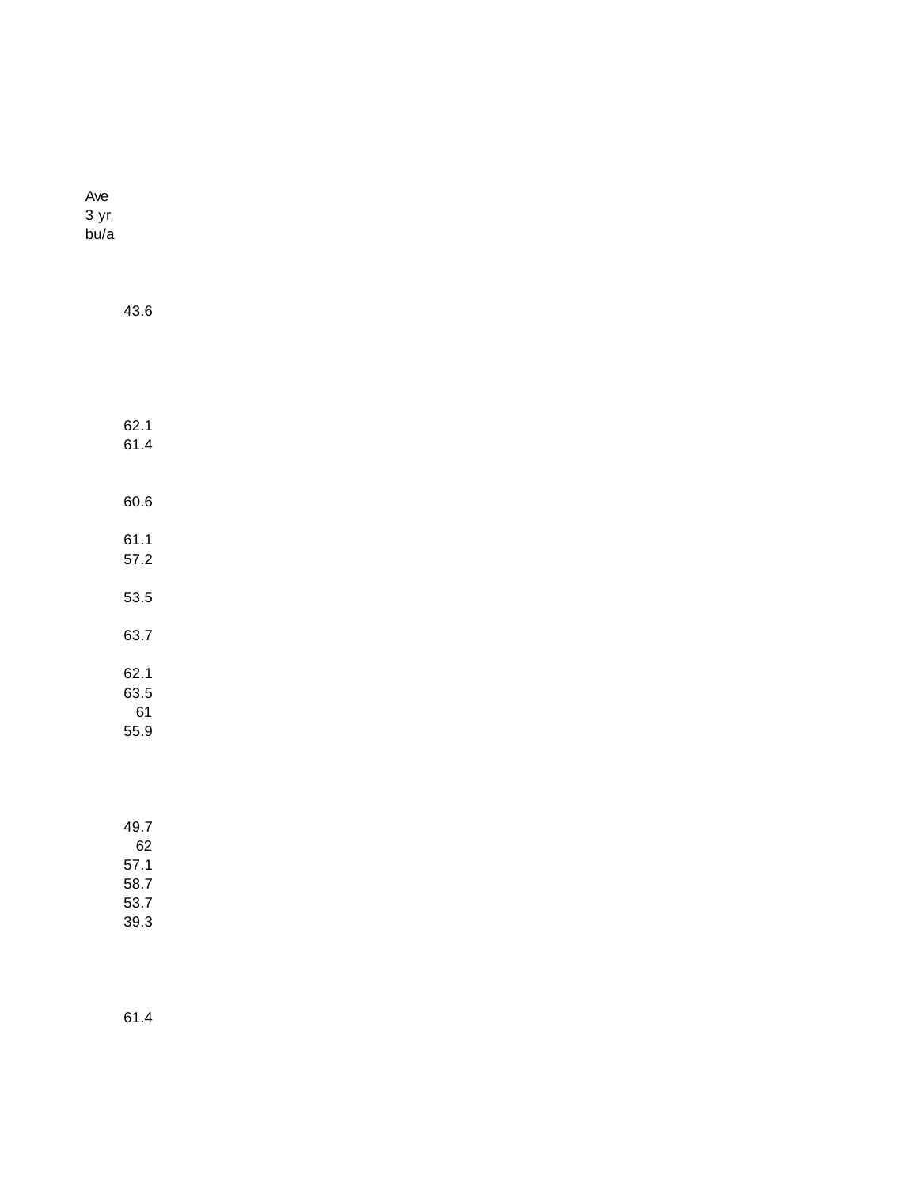| Ave 3 yr bu/a |
|---|
| |
| 43.6 |
| |
| |
| |
| 62.1 |
| 61.4 |
| |
| 60.6 |
| |
| 61.1 |
| 57.2 |
| |
| 53.5 |
| |
| 63.7 |
| |
| 62.1 |
| 63.5 |
| 61 |
| 55.9 |
| |
| |
| |
| |
| 49.7 |
| 62 |
| 57.1 |
| 58.7 |
| 53.7 |
| 39.3 |
| |
| |
| |
| |
| 61.4 |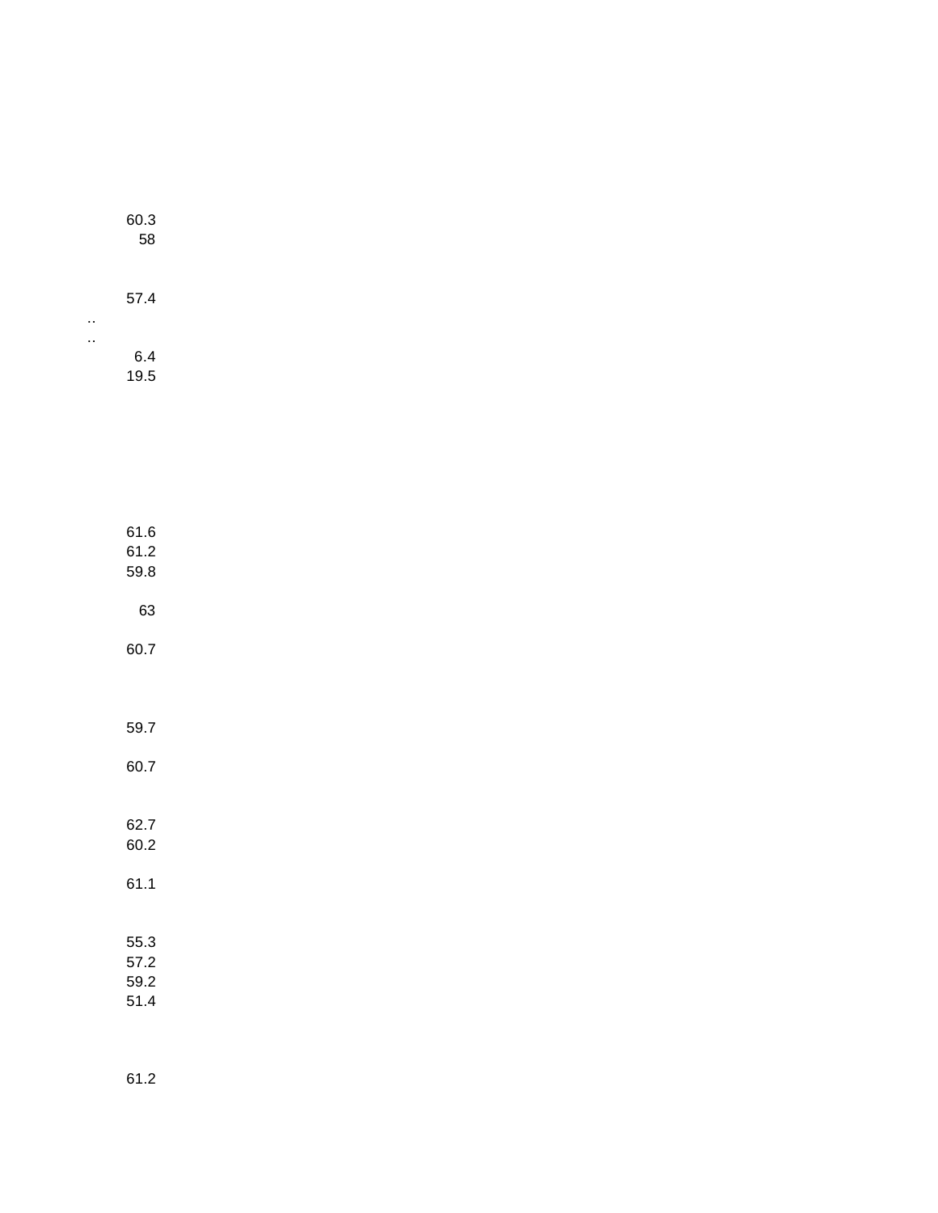60.3
58

57.4
..
..
6.4
19.5

61.6
61.2
59.8

63

60.7

59.7

60.7

62.7
60.2

61.1

55.3
57.2
59.2
51.4

61.2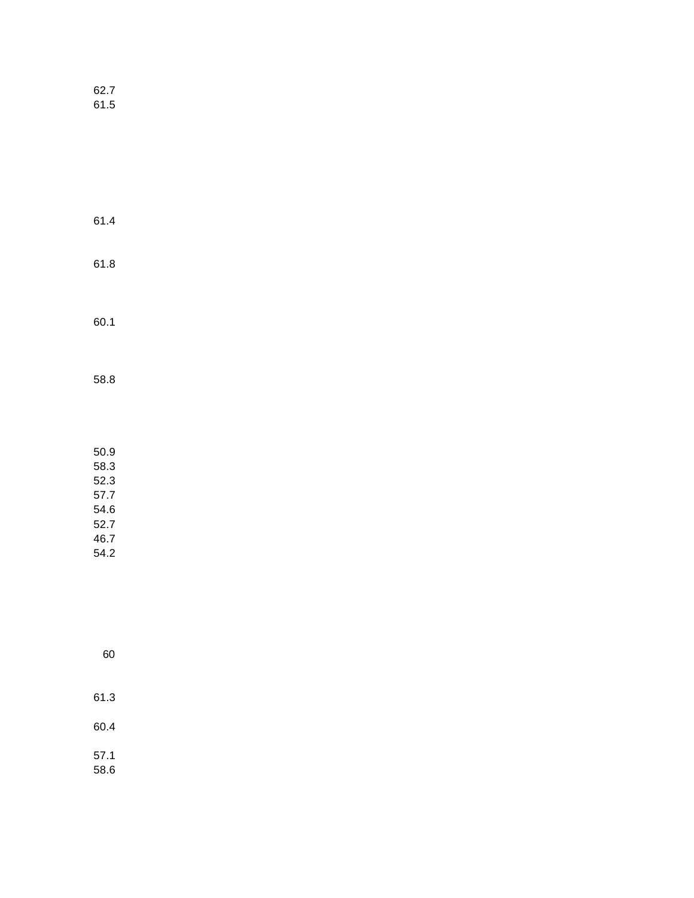62.7
61.5

61.4

61.8

60.1

58.8

50.9
58.3
52.3
57.7
54.6
52.7
46.7
54.2

60

61.3

60.4

57.1
58.6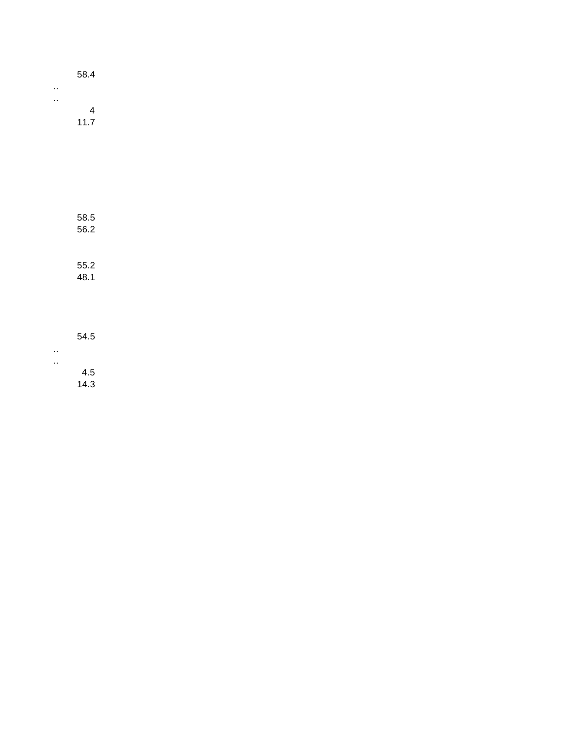58.4
..
..
4
11.7

58.5
56.2

55.2
48.1

54.5
..
..
4.5
14.3